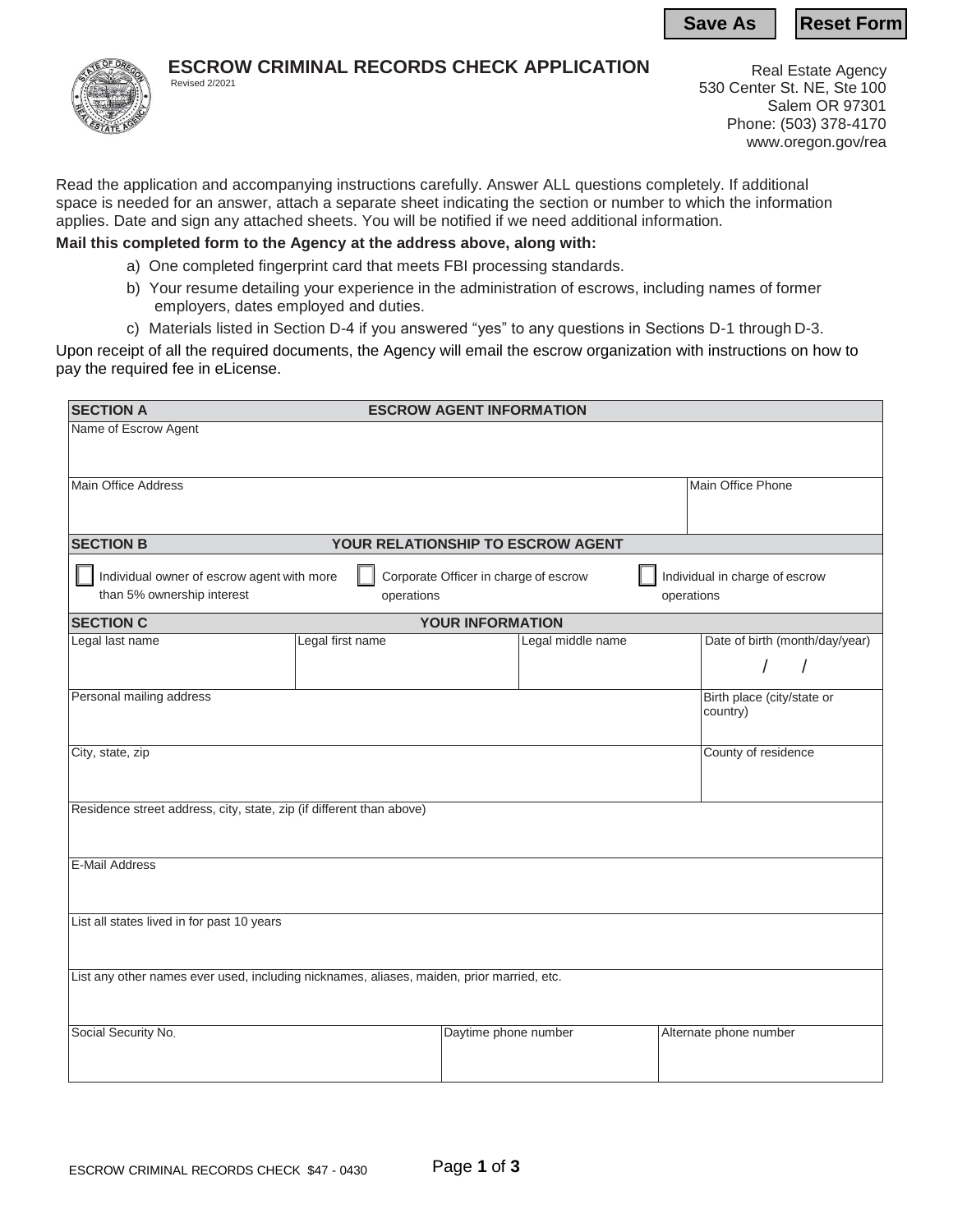# ESCROW CRIMINAL RECORDS CHECK APPLICATION

Revised 2/2021

Real Estate Agency
530 Center St. NE, Ste 100
Salem OR 97301
Phone: (503) 378-4170
www.oregon.gov/rea

Read the application and accompanying instructions carefully. Answer ALL questions completely. If additional space is needed for an answer, attach a separate sheet indicating the section or number to which the information applies. Date and sign any attached sheets. You will be notified if we need additional information.

**Mail this completed form to the Agency at the address above, along with:**

a) One completed fingerprint card that meets FBI processing standards.

b) Your resume detailing your experience in the administration of escrows, including names of former employers, dates employed and duties.

c) Materials listed in Section D-4 if you answered "yes" to any questions in Sections D-1 through D-3.

Upon receipt of all the required documents, the Agency will email the escrow organization with instructions on how to pay the required fee in eLicense.

## SECTION A — ESCROW AGENT INFORMATION

| Name of Escrow Agent | |
|---|---|
| Main Office Address | Main Office Phone |

## SECTION B — YOUR RELATIONSHIP TO ESCROW AGENT

- ☐ Individual owner of escrow agent with more than 5% ownership interest
- ☐ Corporate Officer in charge of escrow operations
- ☐ Individual in charge of escrow operations

## SECTION C — YOUR INFORMATION

| Legal last name | Legal first name | Legal middle name | Date of birth (month/day/year) / / |
|---|---|---|---|
| Personal mailing address | | | Birth place (city/state or country) |
| City, state, zip | | | County of residence |
| Residence street address, city, state, zip (if different than above) | | | |
| E-Mail Address | | | |
| List all states lived in for past 10 years | | | |
| List any other names ever used, including nicknames, aliases, maiden, prior married, etc. | | | |
| Social Security No. | Daytime phone number | Alternate phone number | |

ESCROW CRIMINAL RECORDS CHECK $47 - 0430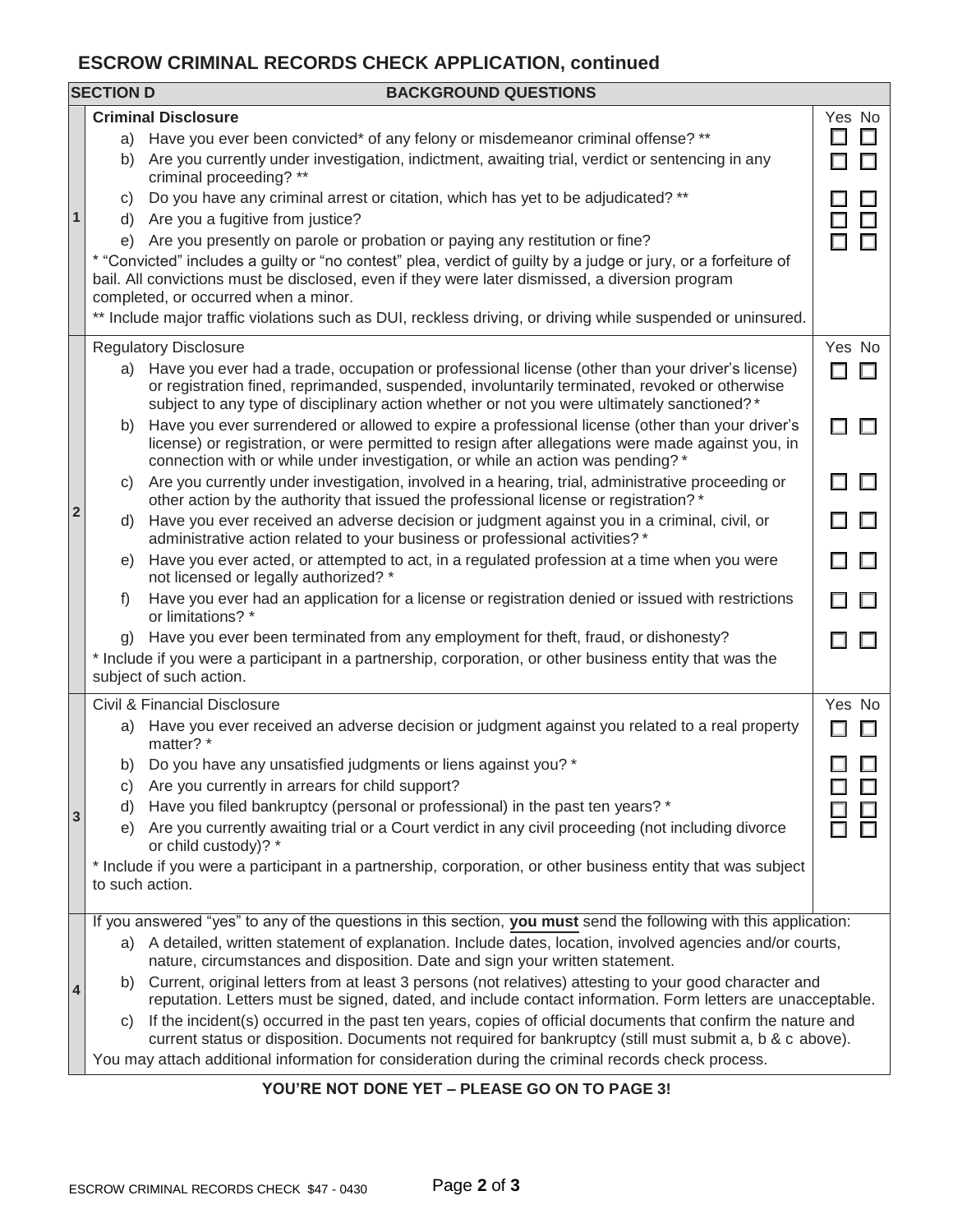## ESCROW CRIMINAL RECORDS CHECK APPLICATION, continued

### SECTION D — BACKGROUND QUESTIONS

**1**

**Criminal Disclosure** (Yes / No)

a) Have you ever been convicted* of any felony or misdemeanor criminal offense? ** ☐ Yes ☐ No

b) Are you currently under investigation, indictment, awaiting trial, verdict or sentencing in any criminal proceeding? ** ☐ Yes ☐ No

c) Do you have any criminal arrest or citation, which has yet to be adjudicated? ** ☐ Yes ☐ No

d) Are you a fugitive from justice? ☐ Yes ☐ No

e) Are you presently on parole or probation or paying any restitution or fine? ☐ Yes ☐ No

* "Convicted" includes a guilty or "no contest" plea, verdict of guilty by a judge or jury, or a forfeiture of bail. All convictions must be disclosed, even if they were later dismissed, a diversion program completed, or occurred when a minor.

** Include major traffic violations such as DUI, reckless driving, or driving while suspended or uninsured.

**2**

Regulatory Disclosure (Yes / No)

a) Have you ever had a trade, occupation or professional license (other than your driver's license) or registration fined, reprimanded, suspended, involuntarily terminated, revoked or otherwise subject to any type of disciplinary action whether or not you were ultimately sanctioned? * ☐ Yes ☐ No

b) Have you ever surrendered or allowed to expire a professional license (other than your driver's license) or registration, or were permitted to resign after allegations were made against you, in connection with or while under investigation, or while an action was pending? * ☐ Yes ☐ No

c) Are you currently under investigation, involved in a hearing, trial, administrative proceeding or other action by the authority that issued the professional license or registration? * ☐ Yes ☐ No

d) Have you ever received an adverse decision or judgment against you in a criminal, civil, or administrative action related to your business or professional activities? * ☐ Yes ☐ No

e) Have you ever acted, or attempted to act, in a regulated profession at a time when you were not licensed or legally authorized? * ☐ Yes ☐ No

f) Have you ever had an application for a license or registration denied or issued with restrictions or limitations? * ☐ Yes ☐ No

g) Have you ever been terminated from any employment for theft, fraud, or dishonesty? ☐ Yes ☐ No

* Include if you were a participant in a partnership, corporation, or other business entity that was the subject of such action.

**3**

Civil & Financial Disclosure (Yes / No)

a) Have you ever received an adverse decision or judgment against you related to a real property matter? * ☐ Yes ☐ No

b) Do you have any unsatisfied judgments or liens against you? * ☐ Yes ☐ No

c) Are you currently in arrears for child support? ☐ Yes ☐ No

d) Have you filed bankruptcy (personal or professional) in the past ten years? * ☐ Yes ☐ No

e) Are you currently awaiting trial or a Court verdict in any civil proceeding (not including divorce or child custody)? * ☐ Yes ☐ No

* Include if you were a participant in a partnership, corporation, or other business entity that was subject to such action.

**4**

If you answered "yes" to any of the questions in this section, **you must** send the following with this application:

a) A detailed, written statement of explanation. Include dates, location, involved agencies and/or courts, nature, circumstances and disposition. Date and sign your written statement.

b) Current, original letters from at least 3 persons (not relatives) attesting to your good character and reputation. Letters must be signed, dated, and include contact information. Form letters are unacceptable.

c) If the incident(s) occurred in the past ten years, copies of official documents that confirm the nature and current status or disposition. Documents not required for bankruptcy (still must submit a, b & c above).

You may attach additional information for consideration during the criminal records check process.

**YOU'RE NOT DONE YET – PLEASE GO ON TO PAGE 3!**

ESCROW CRIMINAL RECORDS CHECK $47 - 0430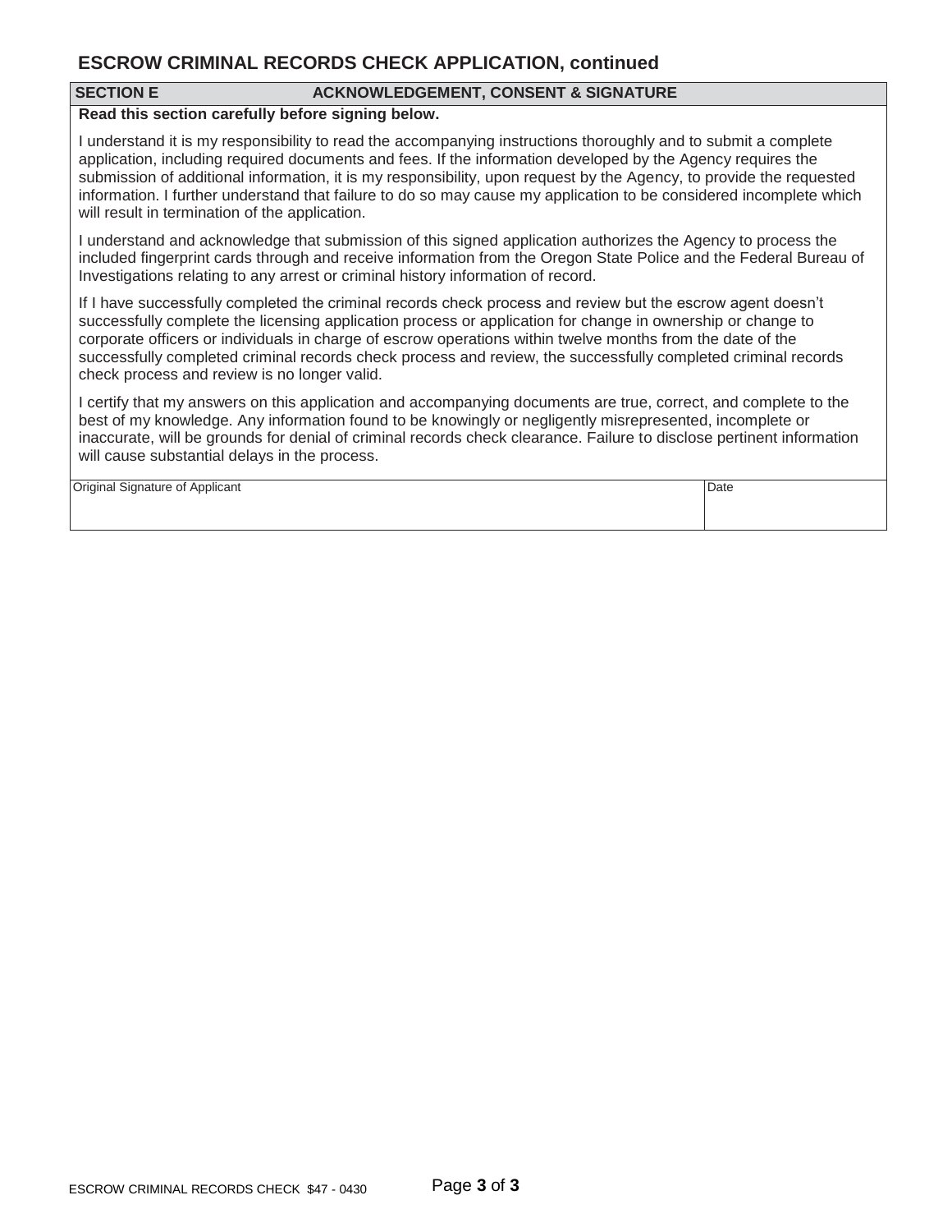## ESCROW CRIMINAL RECORDS CHECK APPLICATION, continued

| SECTION E | ACKNOWLEDGEMENT, CONSENT & SIGNATURE |
|---|---|

**Read this section carefully before signing below.**

I understand it is my responsibility to read the accompanying instructions thoroughly and to submit a complete application, including required documents and fees. If the information developed by the Agency requires the submission of additional information, it is my responsibility, upon request by the Agency, to provide the requested information. I further understand that failure to do so may cause my application to be considered incomplete which will result in termination of the application.

I understand and acknowledge that submission of this signed application authorizes the Agency to process the included fingerprint cards through and receive information from the Oregon State Police and the Federal Bureau of Investigations relating to any arrest or criminal history information of record.

If I have successfully completed the criminal records check process and review but the escrow agent doesn't successfully complete the licensing application process or application for change in ownership or change to corporate officers or individuals in charge of escrow operations within twelve months from the date of the successfully completed criminal records check process and review, the successfully completed criminal records check process and review is no longer valid.

I certify that my answers on this application and accompanying documents are true, correct, and complete to the best of my knowledge. Any information found to be knowingly or negligently misrepresented, incomplete or inaccurate, will be grounds for denial of criminal records check clearance. Failure to disclose pertinent information will cause substantial delays in the process.

| Original Signature of Applicant | Date |
|---|---|
| | |

ESCROW CRIMINAL RECORDS CHECK $47 - 0430